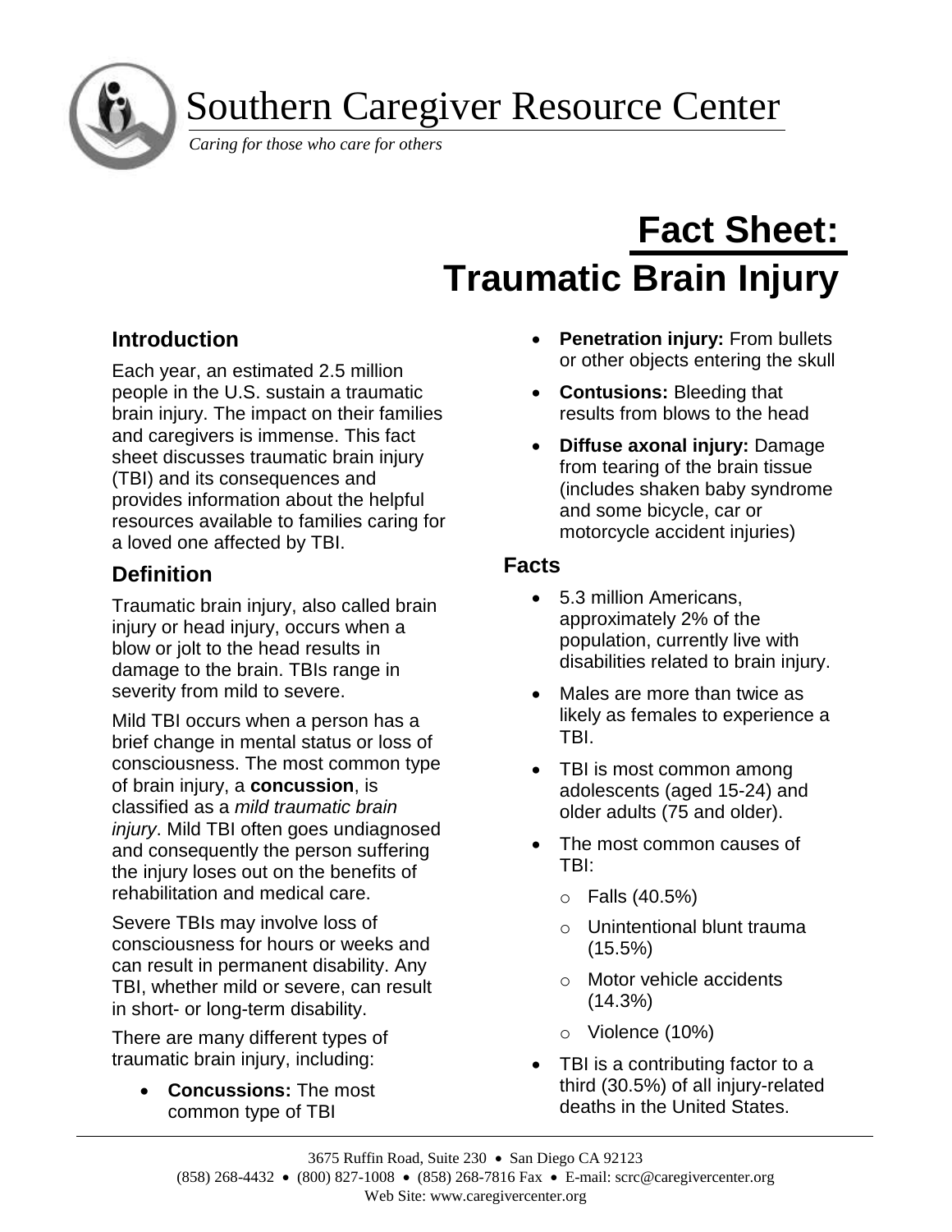Southern Caregiver Resource Center

*Caring for those who care for others*

# Fact Sheet: Traumatic Brain Injury

## Introduction

Each year, an estimated 2.5 million people in the U.S. sustain a traumatic brain injury. The impact on their families and caregivers is immense. This fact sheet discusses traumatic brain injury (TBI) and its consequences and provides information about the helpful resources available to families caring for a loved one affected by TBI.

## Definition

Traumatic brain injury, also called brain injury or head injury, occurs when a blow or jolt to the head results in damage to the brain. TBIs range in severity from mild to severe.

Mild TBI occurs when a person has a brief change in mental status or loss of consciousness. The most common type of brain injury, a **concussion**, is classified as a *mild traumatic brain injury*. Mild TBI often goes undiagnosed and consequently the person suffering the injury loses out on the benefits of rehabilitation and medical care.

Severe TBIs may involve loss of consciousness for hours or weeks and can result in permanent disability. Any TBI, whether mild or severe, can result in short- or long-term disability.

There are many different types of traumatic brain injury, including:

- **Concussions:** The most common type of TBI
- **Penetration injury:** From bullets or other objects entering the skull
- **Contusions:** Bleeding that results from blows to the head
- **Diffuse axonal injury:** Damage from tearing of the brain tissue (includes shaken baby syndrome and some bicycle, car or motorcycle accident injuries)

## Facts

- 5.3 million Americans, approximately 2% of the population, currently live with disabilities related to brain injury.
- Males are more than twice as likely as females to experience a TBI.
- TBI is most common among adolescents (aged 15-24) and older adults (75 and older).
- The most common causes of TBI:
  - Falls (40.5%)
  - Unintentional blunt trauma (15.5%)
  - Motor vehicle accidents (14.3%)
  - Violence (10%)
- TBI is a contributing factor to a third (30.5%) of all injury-related deaths in the United States.

3675 Ruffin Road, Suite 230 • San Diego CA 92123
(858) 268-4432 • (800) 827-1008 • (858) 268-7816 Fax • E-mail: scrc@caregivercenter.org
Web Site: www.caregivercenter.org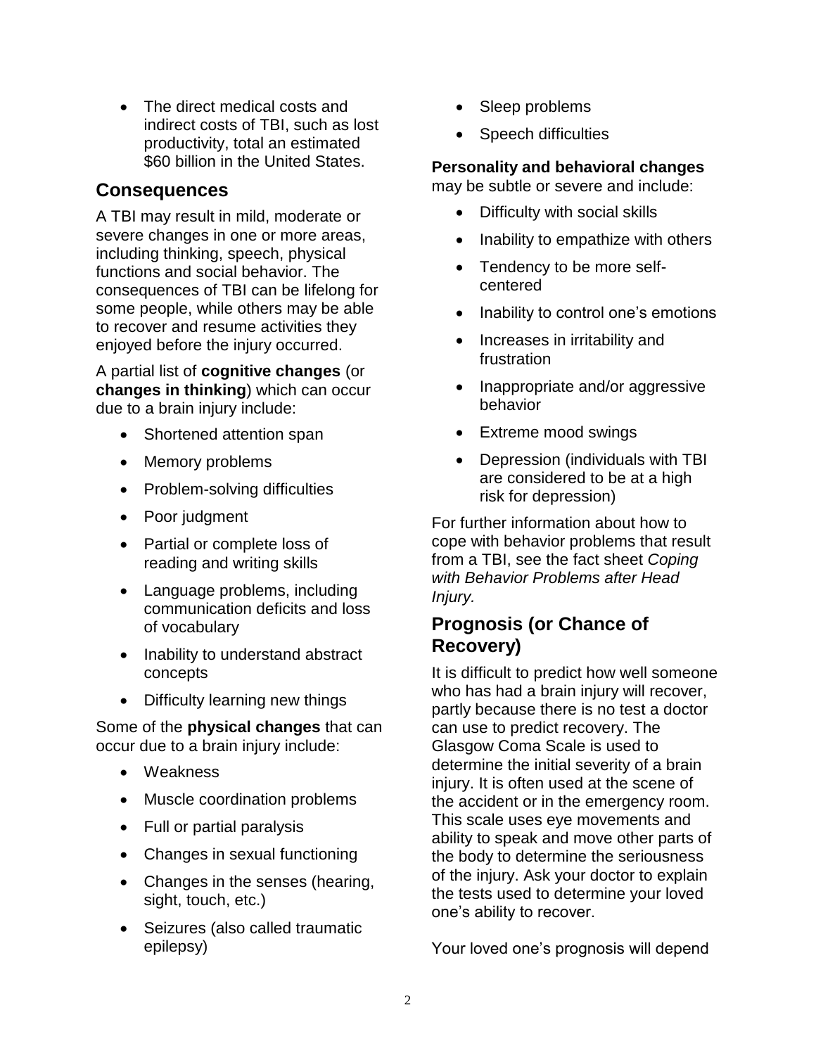- The direct medical costs and indirect costs of TBI, such as lost productivity, total an estimated $60 billion in the United States.

## Consequences

A TBI may result in mild, moderate or severe changes in one or more areas, including thinking, speech, physical functions and social behavior. The consequences of TBI can be lifelong for some people, while others may be able to recover and resume activities they enjoyed before the injury occurred.

A partial list of **cognitive changes** (or **changes in thinking**) which can occur due to a brain injury include:

- Shortened attention span
- Memory problems
- Problem-solving difficulties
- Poor judgment
- Partial or complete loss of reading and writing skills
- Language problems, including communication deficits and loss of vocabulary
- Inability to understand abstract concepts
- Difficulty learning new things

Some of the **physical changes** that can occur due to a brain injury include:

- Weakness
- Muscle coordination problems
- Full or partial paralysis
- Changes in sexual functioning
- Changes in the senses (hearing, sight, touch, etc.)
- Seizures (also called traumatic epilepsy)
- Sleep problems
- Speech difficulties

**Personality and behavioral changes** may be subtle or severe and include:

- Difficulty with social skills
- Inability to empathize with others
- Tendency to be more self-centered
- Inability to control one's emotions
- Increases in irritability and frustration
- Inappropriate and/or aggressive behavior
- Extreme mood swings
- Depression (individuals with TBI are considered to be at a high risk for depression)

For further information about how to cope with behavior problems that result from a TBI, see the fact sheet *Coping with Behavior Problems after Head Injury.*

## Prognosis (or Chance of Recovery)

It is difficult to predict how well someone who has had a brain injury will recover, partly because there is no test a doctor can use to predict recovery. The Glasgow Coma Scale is used to determine the initial severity of a brain injury. It is often used at the scene of the accident or in the emergency room. This scale uses eye movements and ability to speak and move other parts of the body to determine the seriousness of the injury. Ask your doctor to explain the tests used to determine your loved one's ability to recover.

Your loved one's prognosis will depend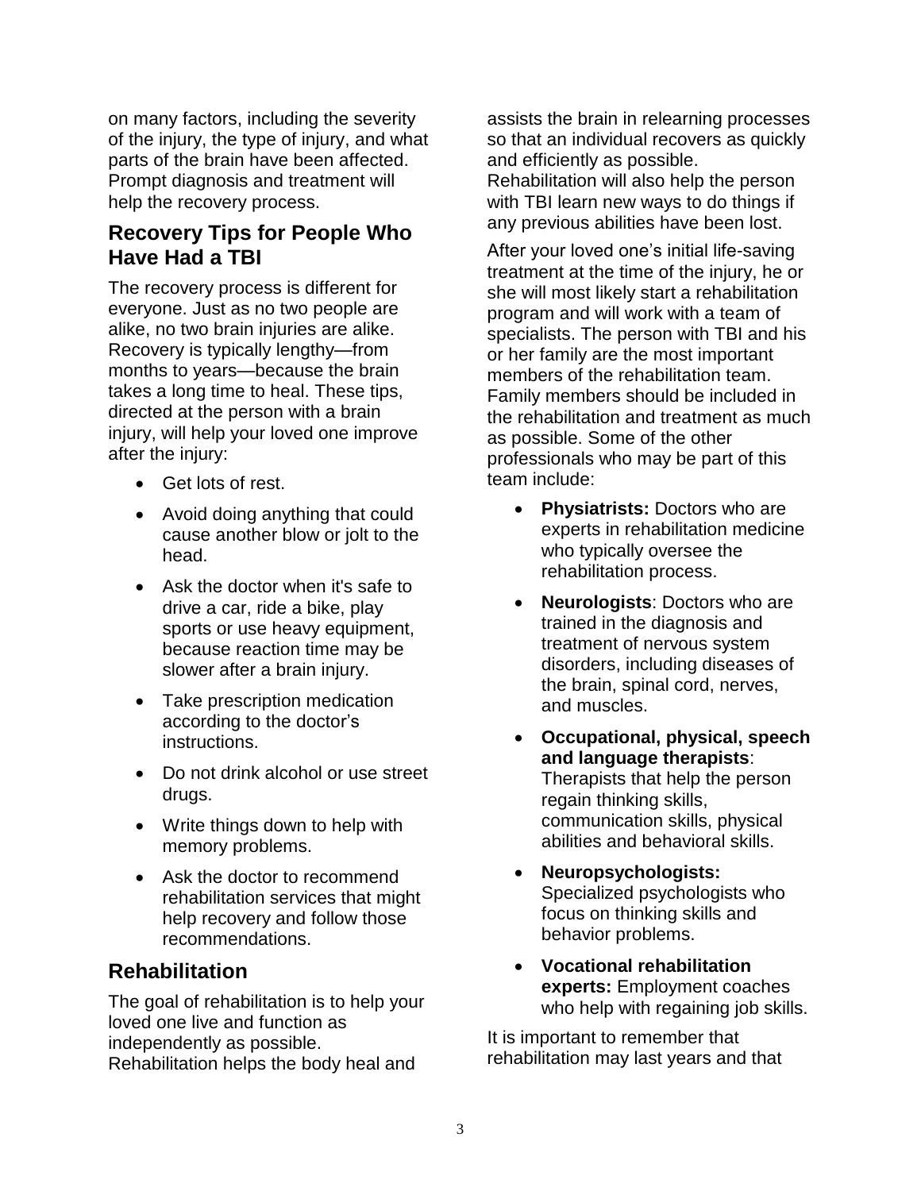on many factors, including the severity of the injury, the type of injury, and what parts of the brain have been affected. Prompt diagnosis and treatment will help the recovery process.

## Recovery Tips for People Who Have Had a TBI

The recovery process is different for everyone. Just as no two people are alike, no two brain injuries are alike. Recovery is typically lengthy—from months to years—because the brain takes a long time to heal. These tips, directed at the person with a brain injury, will help your loved one improve after the injury:

- Get lots of rest.
- Avoid doing anything that could cause another blow or jolt to the head.
- Ask the doctor when it's safe to drive a car, ride a bike, play sports or use heavy equipment, because reaction time may be slower after a brain injury.
- Take prescription medication according to the doctor's instructions.
- Do not drink alcohol or use street drugs.
- Write things down to help with memory problems.
- Ask the doctor to recommend rehabilitation services that might help recovery and follow those recommendations.

## Rehabilitation

The goal of rehabilitation is to help your loved one live and function as independently as possible. Rehabilitation helps the body heal and assists the brain in relearning processes so that an individual recovers as quickly and efficiently as possible. Rehabilitation will also help the person with TBI learn new ways to do things if any previous abilities have been lost.

After your loved one's initial life-saving treatment at the time of the injury, he or she will most likely start a rehabilitation program and will work with a team of specialists. The person with TBI and his or her family are the most important members of the rehabilitation team. Family members should be included in the rehabilitation and treatment as much as possible. Some of the other professionals who may be part of this team include:

- **Physiatrists:** Doctors who are experts in rehabilitation medicine who typically oversee the rehabilitation process.
- **Neurologists**: Doctors who are trained in the diagnosis and treatment of nervous system disorders, including diseases of the brain, spinal cord, nerves, and muscles.
- **Occupational, physical, speech and language therapists**: Therapists that help the person regain thinking skills, communication skills, physical abilities and behavioral skills.
- **Neuropsychologists:** Specialized psychologists who focus on thinking skills and behavior problems.
- **Vocational rehabilitation experts:** Employment coaches who help with regaining job skills.

It is important to remember that rehabilitation may last years and that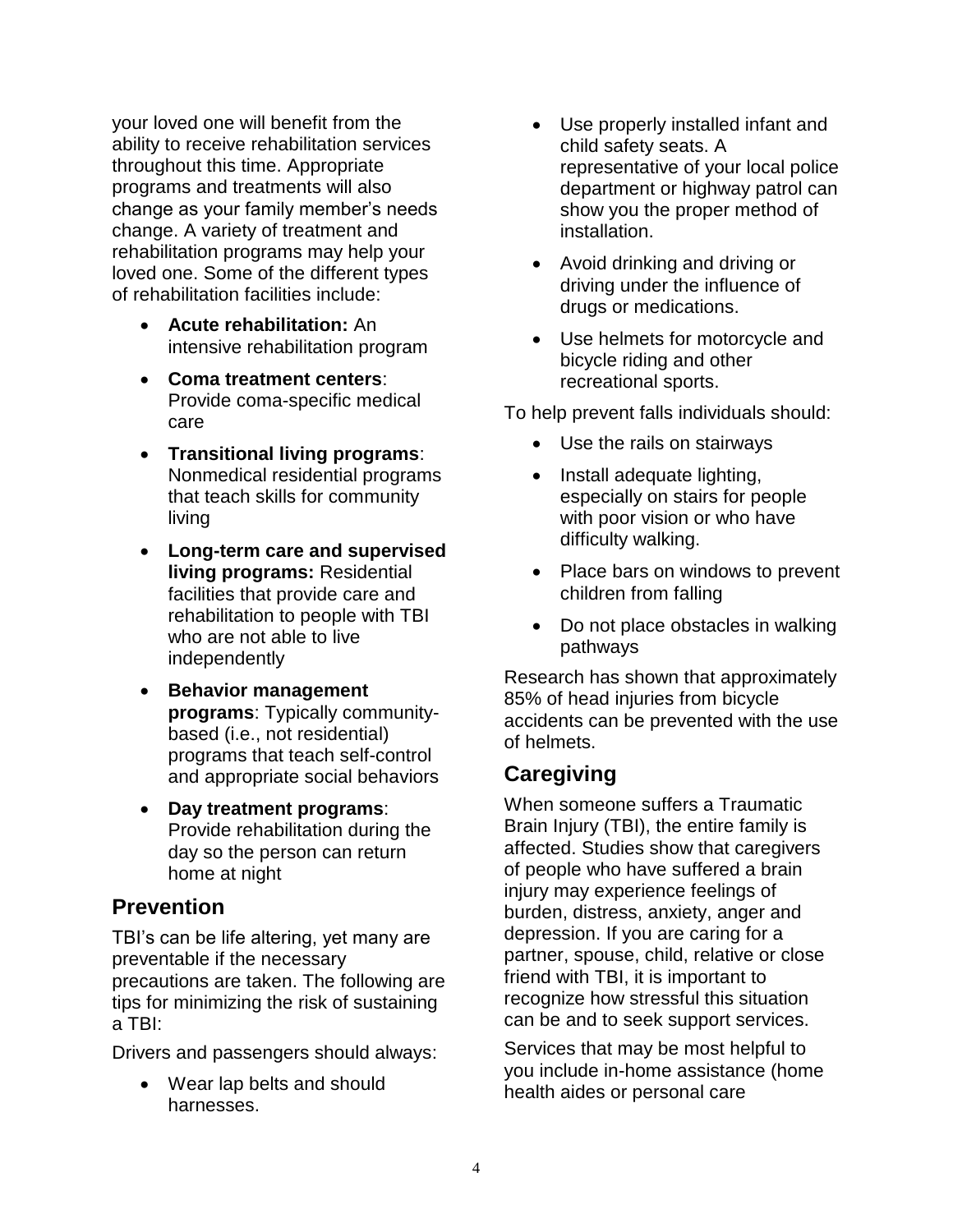your loved one will benefit from the ability to receive rehabilitation services throughout this time. Appropriate programs and treatments will also change as your family member's needs change. A variety of treatment and rehabilitation programs may help your loved one. Some of the different types of rehabilitation facilities include:

- **Acute rehabilitation:** An intensive rehabilitation program
- **Coma treatment centers**: Provide coma-specific medical care
- **Transitional living programs**: Nonmedical residential programs that teach skills for community living
- **Long-term care and supervised living programs:** Residential facilities that provide care and rehabilitation to people with TBI who are not able to live independently
- **Behavior management programs**: Typically community-based (i.e., not residential) programs that teach self-control and appropriate social behaviors
- **Day treatment programs**: Provide rehabilitation during the day so the person can return home at night

## Prevention

TBI's can be life altering, yet many are preventable if the necessary precautions are taken. The following are tips for minimizing the risk of sustaining a TBI:

Drivers and passengers should always:

- Wear lap belts and should harnesses.
- Use properly installed infant and child safety seats. A representative of your local police department or highway patrol can show you the proper method of installation.
- Avoid drinking and driving or driving under the influence of drugs or medications.
- Use helmets for motorcycle and bicycle riding and other recreational sports.

To help prevent falls individuals should:

- Use the rails on stairways
- Install adequate lighting, especially on stairs for people with poor vision or who have difficulty walking.
- Place bars on windows to prevent children from falling
- Do not place obstacles in walking pathways

Research has shown that approximately 85% of head injuries from bicycle accidents can be prevented with the use of helmets.

## Caregiving

When someone suffers a Traumatic Brain Injury (TBI), the entire family is affected. Studies show that caregivers of people who have suffered a brain injury may experience feelings of burden, distress, anxiety, anger and depression. If you are caring for a partner, spouse, child, relative or close friend with TBI, it is important to recognize how stressful this situation can be and to seek support services.

Services that may be most helpful to you include in-home assistance (home health aides or personal care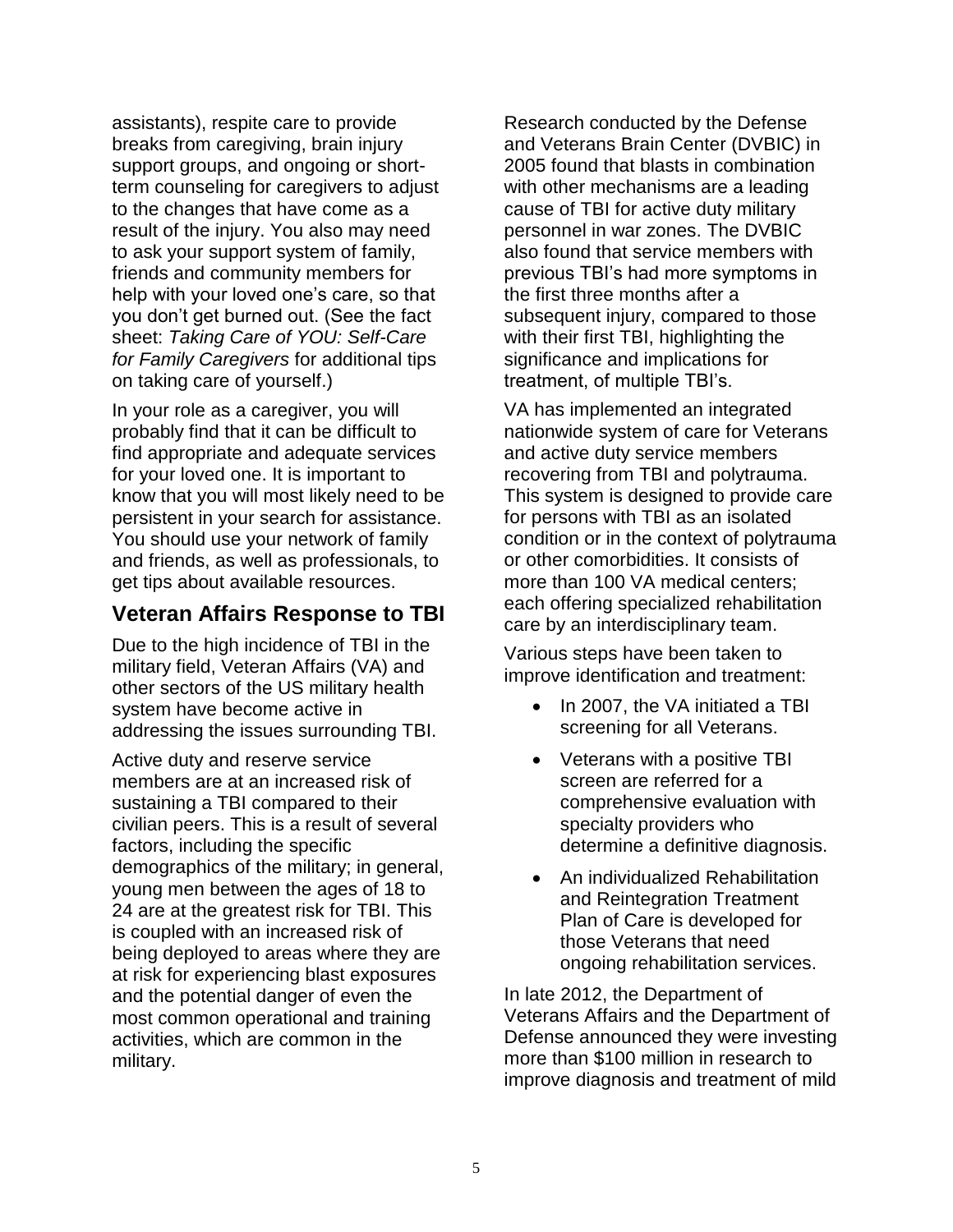assistants), respite care to provide breaks from caregiving, brain injury support groups, and ongoing or short-term counseling for caregivers to adjust to the changes that have come as a result of the injury. You also may need to ask your support system of family, friends and community members for help with your loved one's care, so that you don't get burned out. (See the fact sheet: *Taking Care of YOU: Self-Care for Family Caregivers* for additional tips on taking care of yourself.)

In your role as a caregiver, you will probably find that it can be difficult to find appropriate and adequate services for your loved one. It is important to know that you will most likely need to be persistent in your search for assistance. You should use your network of family and friends, as well as professionals, to get tips about available resources.

## Veteran Affairs Response to TBI

Due to the high incidence of TBI in the military field, Veteran Affairs (VA) and other sectors of the US military health system have become active in addressing the issues surrounding TBI.

Active duty and reserve service members are at an increased risk of sustaining a TBI compared to their civilian peers. This is a result of several factors, including the specific demographics of the military; in general, young men between the ages of 18 to 24 are at the greatest risk for TBI. This is coupled with an increased risk of being deployed to areas where they are at risk for experiencing blast exposures and the potential danger of even the most common operational and training activities, which are common in the military.

Research conducted by the Defense and Veterans Brain Center (DVBIC) in 2005 found that blasts in combination with other mechanisms are a leading cause of TBI for active duty military personnel in war zones. The DVBIC also found that service members with previous TBI's had more symptoms in the first three months after a subsequent injury, compared to those with their first TBI, highlighting the significance and implications for treatment, of multiple TBI's.

VA has implemented an integrated nationwide system of care for Veterans and active duty service members recovering from TBI and polytrauma. This system is designed to provide care for persons with TBI as an isolated condition or in the context of polytrauma or other comorbidities. It consists of more than 100 VA medical centers; each offering specialized rehabilitation care by an interdisciplinary team.

Various steps have been taken to improve identification and treatment:

- In 2007, the VA initiated a TBI screening for all Veterans.
- Veterans with a positive TBI screen are referred for a comprehensive evaluation with specialty providers who determine a definitive diagnosis.
- An individualized Rehabilitation and Reintegration Treatment Plan of Care is developed for those Veterans that need ongoing rehabilitation services.

In late 2012, the Department of Veterans Affairs and the Department of Defense announced they were investing more than $100 million in research to improve diagnosis and treatment of mild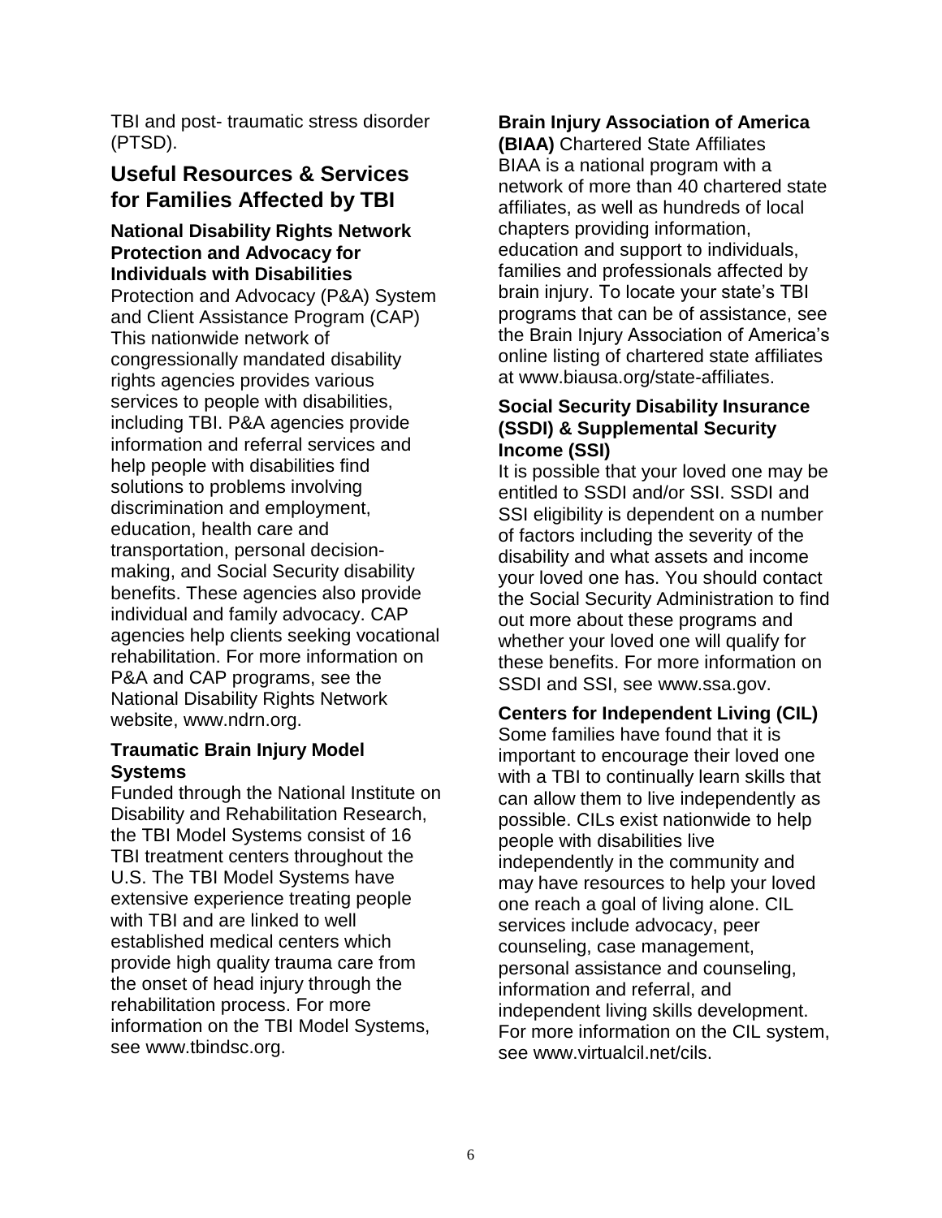TBI and post- traumatic stress disorder (PTSD).

## Useful Resources & Services for Families Affected by TBI

### National Disability Rights Network Protection and Advocacy for Individuals with Disabilities

Protection and Advocacy (P&A) System and Client Assistance Program (CAP) This nationwide network of congressionally mandated disability rights agencies provides various services to people with disabilities, including TBI. P&A agencies provide information and referral services and help people with disabilities find solutions to problems involving discrimination and employment, education, health care and transportation, personal decision-making, and Social Security disability benefits. These agencies also provide individual and family advocacy. CAP agencies help clients seeking vocational rehabilitation. For more information on P&A and CAP programs, see the National Disability Rights Network website, www.ndrn.org.

### Traumatic Brain Injury Model Systems

Funded through the National Institute on Disability and Rehabilitation Research, the TBI Model Systems consist of 16 TBI treatment centers throughout the U.S. The TBI Model Systems have extensive experience treating people with TBI and are linked to well established medical centers which provide high quality trauma care from the onset of head injury through the rehabilitation process. For more information on the TBI Model Systems, see www.tbindsc.org.

### Brain Injury Association of America (BIAA) Chartered State Affiliates

BIAA is a national program with a network of more than 40 chartered state affiliates, as well as hundreds of local chapters providing information, education and support to individuals, families and professionals affected by brain injury. To locate your state's TBI programs that can be of assistance, see the Brain Injury Association of America's online listing of chartered state affiliates at www.biausa.org/state-affiliates.

### Social Security Disability Insurance (SSDI) & Supplemental Security Income (SSI)

It is possible that your loved one may be entitled to SSDI and/or SSI. SSDI and SSI eligibility is dependent on a number of factors including the severity of the disability and what assets and income your loved one has. You should contact the Social Security Administration to find out more about these programs and whether your loved one will qualify for these benefits. For more information on SSDI and SSI, see www.ssa.gov.

### Centers for Independent Living (CIL)

Some families have found that it is important to encourage their loved one with a TBI to continually learn skills that can allow them to live independently as possible. CILs exist nationwide to help people with disabilities live independently in the community and may have resources to help your loved one reach a goal of living alone. CIL services include advocacy, peer counseling, case management, personal assistance and counseling, information and referral, and independent living skills development. For more information on the CIL system, see www.virtualcil.net/cils.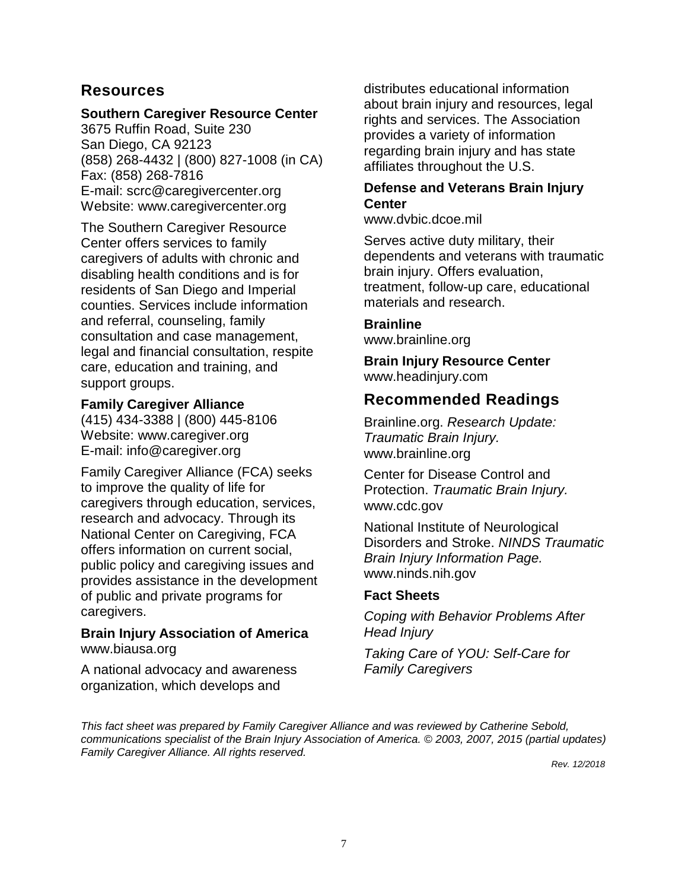## Resources

**Southern Caregiver Resource Center**
3675 Ruffin Road, Suite 230
San Diego, CA 92123
(858) 268-4432 | (800) 827-1008 (in CA)
Fax: (858) 268-7816
E-mail: scrc@caregivercenter.org
Website: www.caregivercenter.org

The Southern Caregiver Resource Center offers services to family caregivers of adults with chronic and disabling health conditions and is for residents of San Diego and Imperial counties. Services include information and referral, counseling, family consultation and case management, legal and financial consultation, respite care, education and training, and support groups.

**Family Caregiver Alliance**
(415) 434-3388 | (800) 445-8106
Website: www.caregiver.org
E-mail: info@caregiver.org

Family Caregiver Alliance (FCA) seeks to improve the quality of life for caregivers through education, services, research and advocacy. Through its National Center on Caregiving, FCA offers information on current social, public policy and caregiving issues and provides assistance in the development of public and private programs for caregivers.

**Brain Injury Association of America**
www.biausa.org

A national advocacy and awareness organization, which develops and distributes educational information about brain injury and resources, legal rights and services. The Association provides a variety of information regarding brain injury and has state affiliates throughout the U.S.

**Defense and Veterans Brain Injury Center**
www.dvbic.dcoe.mil

Serves active duty military, their dependents and veterans with traumatic brain injury. Offers evaluation, treatment, follow-up care, educational materials and research.

**Brainline**
www.brainline.org

**Brain Injury Resource Center**
www.headinjury.com

## Recommended Readings

Brainline.org. *Research Update: Traumatic Brain Injury.* www.brainline.org

Center for Disease Control and Protection. *Traumatic Brain Injury.* www.cdc.gov

National Institute of Neurological Disorders and Stroke. *NINDS Traumatic Brain Injury Information Page.* www.ninds.nih.gov

### Fact Sheets

*Coping with Behavior Problems After Head Injury*

*Taking Care of YOU: Self-Care for Family Caregivers*

*This fact sheet was prepared by Family Caregiver Alliance and was reviewed by Catherine Sebold, communications specialist of the Brain Injury Association of America. © 2003, 2007, 2015 (partial updates) Family Caregiver Alliance. All rights reserved.*

*Rev. 12/2018*